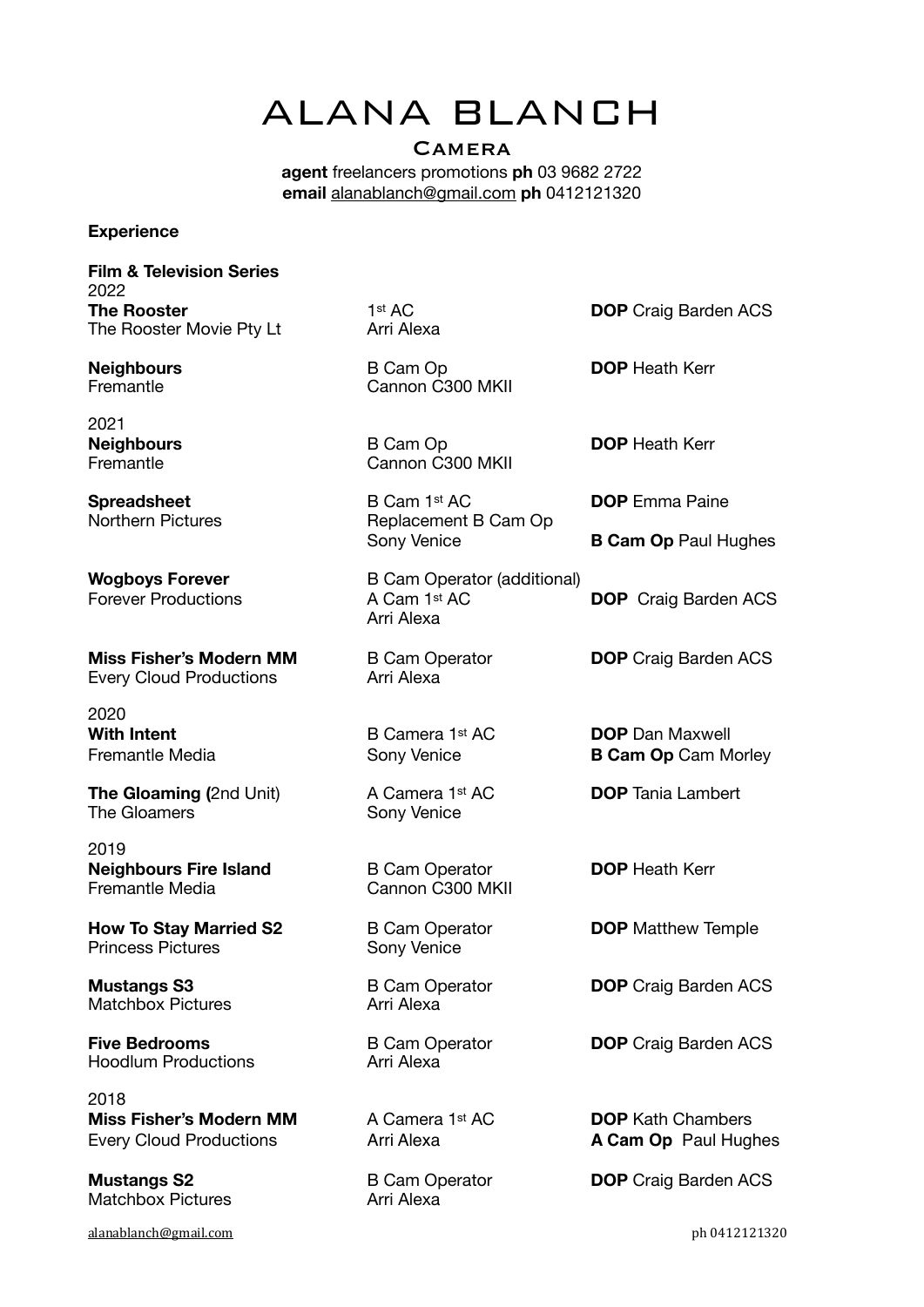# ALANA BLANCH

## Camera

**agent** freelancers promotions **ph** 03 9682 2722
**email** alanablanch@gmail.com **ph** 0412121320

**Experience**

**Film & Television Series**

2022

| | | |
|---|---|---|
| **The Rooster**<br>The Rooster Movie Pty Lt | 1st AC<br>Arri Alexa | **DOP** Craig Barden ACS |
| **Neighbours**<br>Fremantle | B Cam Op<br>Cannon C300 MKII | **DOP** Heath Kerr |

2021

| | | |
|---|---|---|
| **Neighbours**<br>Fremantle | B Cam Op<br>Cannon C300 MKII | **DOP** Heath Kerr |
| **Spreadsheet**<br>Northern Pictures | B Cam 1st AC<br>Replacement B Cam Op<br>Sony Venice | **DOP** Emma Paine<br>**B Cam Op** Paul Hughes |
| **Wogboys Forever**<br>Forever Productions | B Cam Operator (additional)<br>A Cam 1st AC<br>Arri Alexa | **DOP** Craig Barden ACS |
| **Miss Fisher's Modern MM**<br>Every Cloud Productions | B Cam Operator<br>Arri Alexa | **DOP** Craig Barden ACS |

2020

| | | |
|---|---|---|
| **With Intent**<br>Fremantle Media | B Camera 1st AC<br>Sony Venice | **DOP** Dan Maxwell<br>**B Cam Op** Cam Morley |
| **The Gloaming (**2nd Unit)<br>The Gloamers | A Camera 1st AC<br>Sony Venice | **DOP** Tania Lambert |

2019

| | | |
|---|---|---|
| **Neighbours Fire Island**<br>Fremantle Media | B Cam Operator<br>Cannon C300 MKII | **DOP** Heath Kerr |
| **How To Stay Married S2**<br>Princess Pictures | B Cam Operator<br>Sony Venice | **DOP** Matthew Temple |
| **Mustangs S3**<br>Matchbox Pictures | B Cam Operator<br>Arri Alexa | **DOP** Craig Barden ACS |
| **Five Bedrooms**<br>Hoodlum Productions | B Cam Operator<br>Arri Alexa | **DOP** Craig Barden ACS |

2018

| | | |
|---|---|---|
| **Miss Fisher's Modern MM**<br>Every Cloud Productions | A Camera 1st AC<br>Arri Alexa | **DOP** Kath Chambers<br>**A Cam Op** Paul Hughes |
| **Mustangs S2**<br>Matchbox Pictures | B Cam Operator<br>Arri Alexa | **DOP** Craig Barden ACS |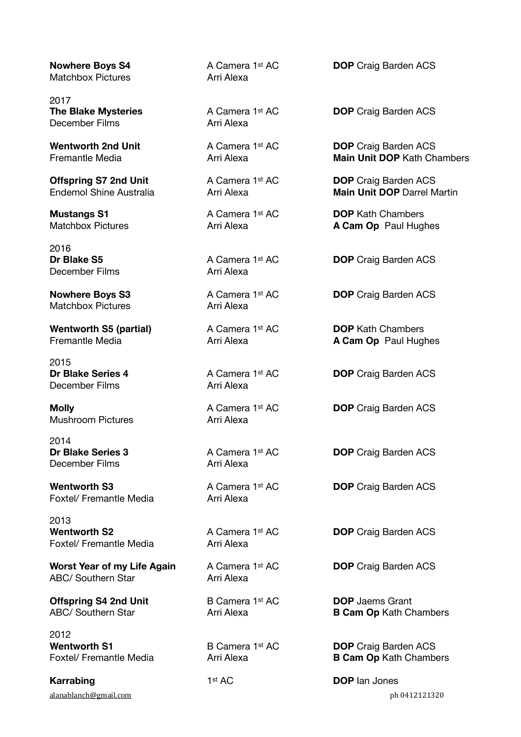**Nowhere Boys S4** A Camera 1st AC **DOP** Craig Barden ACS
Matchbox Pictures Arri Alexa

2017

**The Blake Mysteries** A Camera 1st AC **DOP** Craig Barden ACS
December Films Arri Alexa

**Wentworth 2nd Unit** A Camera 1st AC **DOP** Craig Barden ACS
Fremantle Media Arri Alexa **Main Unit DOP** Kath Chambers

**Offspring S7 2nd Unit** A Camera 1st AC **DOP** Craig Barden ACS
Endemol Shine Australia Arri Alexa **Main Unit DOP** Darrel Martin

**Mustangs S1** A Camera 1st AC **DOP** Kath Chambers
Matchbox Pictures Arri Alexa **A Cam Op** Paul Hughes

2016

**Dr Blake S5** A Camera 1st AC **DOP** Craig Barden ACS
December Films Arri Alexa

**Nowhere Boys S3** A Camera 1st AC **DOP** Craig Barden ACS
Matchbox Pictures Arri Alexa

**Wentworth S5 (partial)** A Camera 1st AC **DOP** Kath Chambers
Fremantle Media Arri Alexa **A Cam Op** Paul Hughes

2015

**Dr Blake Series 4** A Camera 1st AC **DOP** Craig Barden ACS
December Films Arri Alexa

**Molly** A Camera 1st AC **DOP** Craig Barden ACS
Mushroom Pictures Arri Alexa

2014

**Dr Blake Series 3** A Camera 1st AC **DOP** Craig Barden ACS
December Films Arri Alexa

**Wentworth S3** A Camera 1st AC **DOP** Craig Barden ACS
Foxtel/ Fremantle Media Arri Alexa

2013

**Wentworth S2** A Camera 1st AC **DOP** Craig Barden ACS
Foxtel/ Fremantle Media Arri Alexa

**Worst Year of my Life Again** A Camera 1st AC **DOP** Craig Barden ACS
ABC/ Southern Star Arri Alexa

**Offspring S4 2nd Unit** B Camera 1st AC **DOP** Jaems Grant
ABC/ Southern Star Arri Alexa **B Cam Op** Kath Chambers

2012

**Wentworth S1** B Camera 1st AC **DOP** Craig Barden ACS
Foxtel/ Fremantle Media Arri Alexa **B Cam Op** Kath Chambers

**Karrabing** 1st AC **DOP** Ian Jones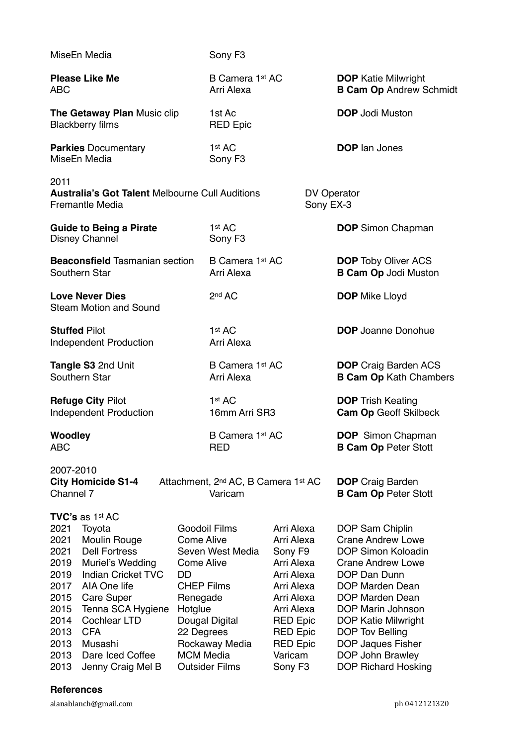MiseEn Media Sony F3

**Please Like Me**
ABC

B Camera 1st AC
Arri Alexa

**DOP** Katie Milwright
**B Cam Op** Andrew Schmidt

**The Getaway Plan** Music clip
Blackberry films

1st Ac
RED Epic

**DOP** Jodi Muston

**Parkies** Documentary
MiseEn Media

1st AC
Sony F3

**DOP** Ian Jones

2011

**Australia's Got Talent** Melbourne Cull Auditions
Fremantle Media

DV Operator
Sony EX-3

**Guide to Being a Pirate**
Disney Channel

1st AC
Sony F3

**DOP** Simon Chapman

**Beaconsfield** Tasmanian section
Southern Star

B Camera 1st AC
Arri Alexa

**DOP** Toby Oliver ACS
**B Cam Op** Jodi Muston

**Love Never Dies**
Steam Motion and Sound

2nd AC

**DOP** Mike Lloyd

**Stuffed** Pilot
Independent Production

1st AC
Arri Alexa

**DOP** Joanne Donohue

**Tangle S3** 2nd Unit
Southern Star

B Camera 1st AC
Arri Alexa

**DOP** Craig Barden ACS
**B Cam Op** Kath Chambers

**Refuge City** Pilot
Independent Production

1st AC
16mm Arri SR3

**DOP** Trish Keating
**Cam Op** Geoff Skilbeck

**Woodley**
ABC

B Camera 1st AC
RED

**DOP** Simon Chapman
**B Cam Op** Peter Stott

2007-2010

**City Homicide S1-4**
Channel 7

Attachment, 2nd AC, B Camera 1st AC
Varicam

**DOP** Craig Barden
**B Cam Op** Peter Stott

**TVC's** as 1st AC

| Year | Title | Production | Camera | Crew |
|---|---|---|---|---|
| 2021 | Toyota | Goodoil Films | Arri Alexa | DOP Sam Chiplin |
| 2021 | Moulin Rouge | Come Alive | Arri Alexa | Crane Andrew Lowe |
| 2021 | Dell Fortress | Seven West Media | Sony F9 | DOP Simon Koloadin |
| 2019 | Muriel's Wedding | Come Alive | Arri Alexa | Crane Andrew Lowe |
| 2019 | Indian Cricket TVC | DD | Arri Alexa | DOP Dan Dunn |
| 2017 | AIA One life | CHEP Films | Arri Alexa | DOP Marden Dean |
| 2015 | Care Super | Renegade | Arri Alexa | DOP Marden Dean |
| 2015 | Tenna SCA Hygiene | Hotglue | Arri Alexa | DOP Marin Johnson |
| 2014 | Cochlear LTD | Dougal Digital | RED Epic | DOP Katie Milwright |
| 2013 | CFA | 22 Degrees | RED Epic | DOP Tov Belling |
| 2013 | Musashi | Rockaway Media | RED Epic | DOP Jaques Fisher |
| 2013 | Dare Iced Coffee | MCM Media | Varicam | DOP John Brawley |
| 2013 | Jenny Craig Mel B | Outsider Films | Sony F3 | DOP Richard Hosking |

**References**

alanablanch@gmail.com ph 0412121320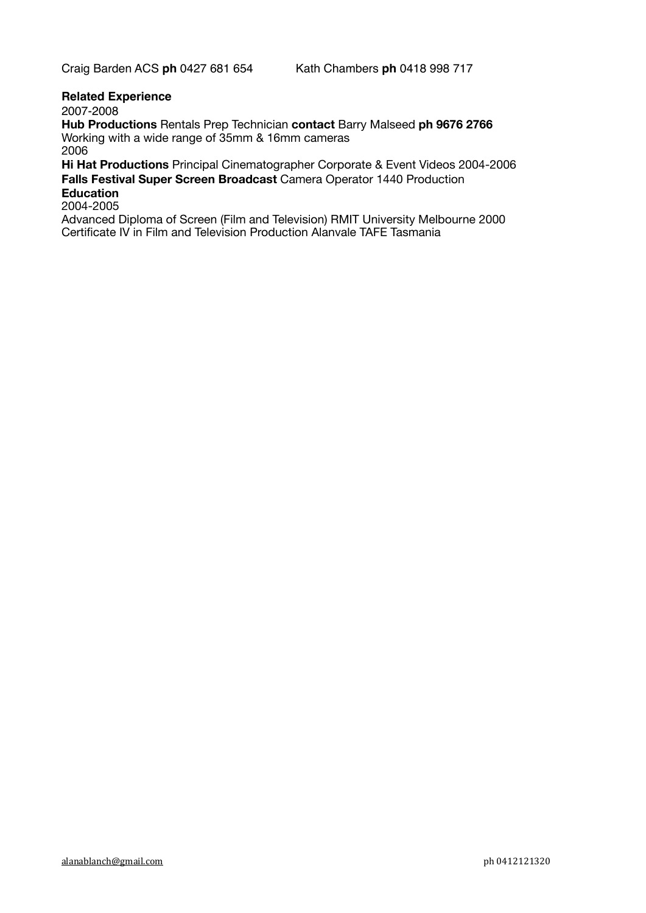Craig Barden ACS **ph** 0427 681 654    Kath Chambers **ph** 0418 998 717

**Related Experience**

2007-2008

**Hub Productions** Rentals Prep Technician **contact** Barry Malseed **ph 9676 2766**

Working with a wide range of 35mm & 16mm cameras

2006

**Hi Hat Productions** Principal Cinematographer Corporate & Event Videos 2004-2006

**Falls Festival Super Screen Broadcast** Camera Operator 1440 Production

**Education**

2004-2005

Advanced Diploma of Screen (Film and Television) RMIT University Melbourne 2000

Certificate IV in Film and Television Production Alanvale TAFE Tasmania

alanablanch@gmail.com    ph 0412121320